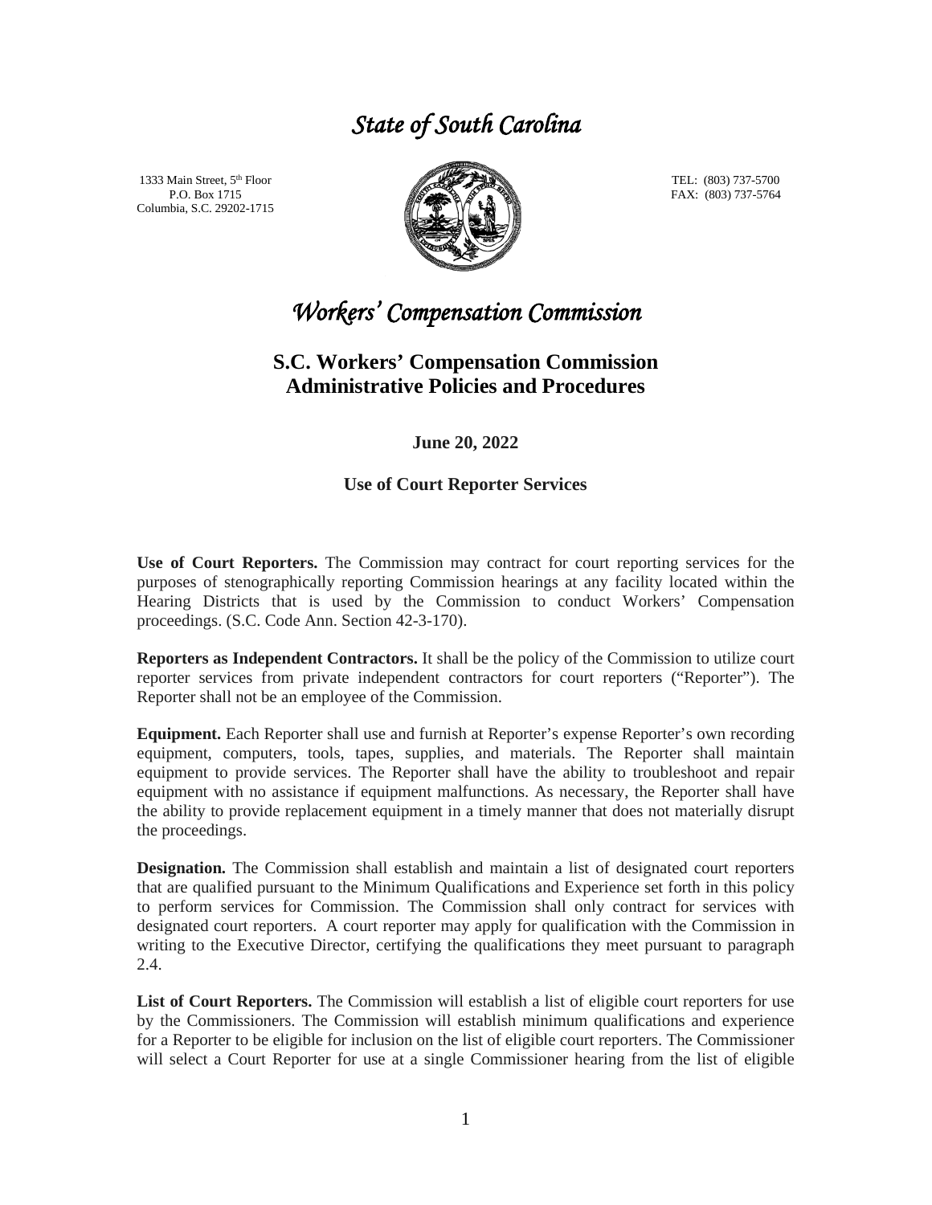# *State of South Carolina*

1333 Main Street, 5th Floor
P.O. Box 1715
Columbia, S.C. 29202-1715

TEL: (803) 737-5700
FAX: (803) 737-5764

## *Workers' Compensation Commission*

## S.C. Workers' Compensation Commission Administrative Policies and Procedures

**June 20, 2022**

**Use of Court Reporter Services**

**Use of Court Reporters.** The Commission may contract for court reporting services for the purposes of stenographically reporting Commission hearings at any facility located within the Hearing Districts that is used by the Commission to conduct Workers' Compensation proceedings. (S.C. Code Ann. Section 42-3-170).

**Reporters as Independent Contractors.** It shall be the policy of the Commission to utilize court reporter services from private independent contractors for court reporters ("Reporter"). The Reporter shall not be an employee of the Commission.

**Equipment.** Each Reporter shall use and furnish at Reporter's expense Reporter's own recording equipment, computers, tools, tapes, supplies, and materials. The Reporter shall maintain equipment to provide services. The Reporter shall have the ability to troubleshoot and repair equipment with no assistance if equipment malfunctions. As necessary, the Reporter shall have the ability to provide replacement equipment in a timely manner that does not materially disrupt the proceedings.

**Designation.** The Commission shall establish and maintain a list of designated court reporters that are qualified pursuant to the Minimum Qualifications and Experience set forth in this policy to perform services for Commission. The Commission shall only contract for services with designated court reporters. A court reporter may apply for qualification with the Commission in writing to the Executive Director, certifying the qualifications they meet pursuant to paragraph 2.4.

**List of Court Reporters.** The Commission will establish a list of eligible court reporters for use by the Commissioners. The Commission will establish minimum qualifications and experience for a Reporter to be eligible for inclusion on the list of eligible court reporters. The Commissioner will select a Court Reporter for use at a single Commissioner hearing from the list of eligible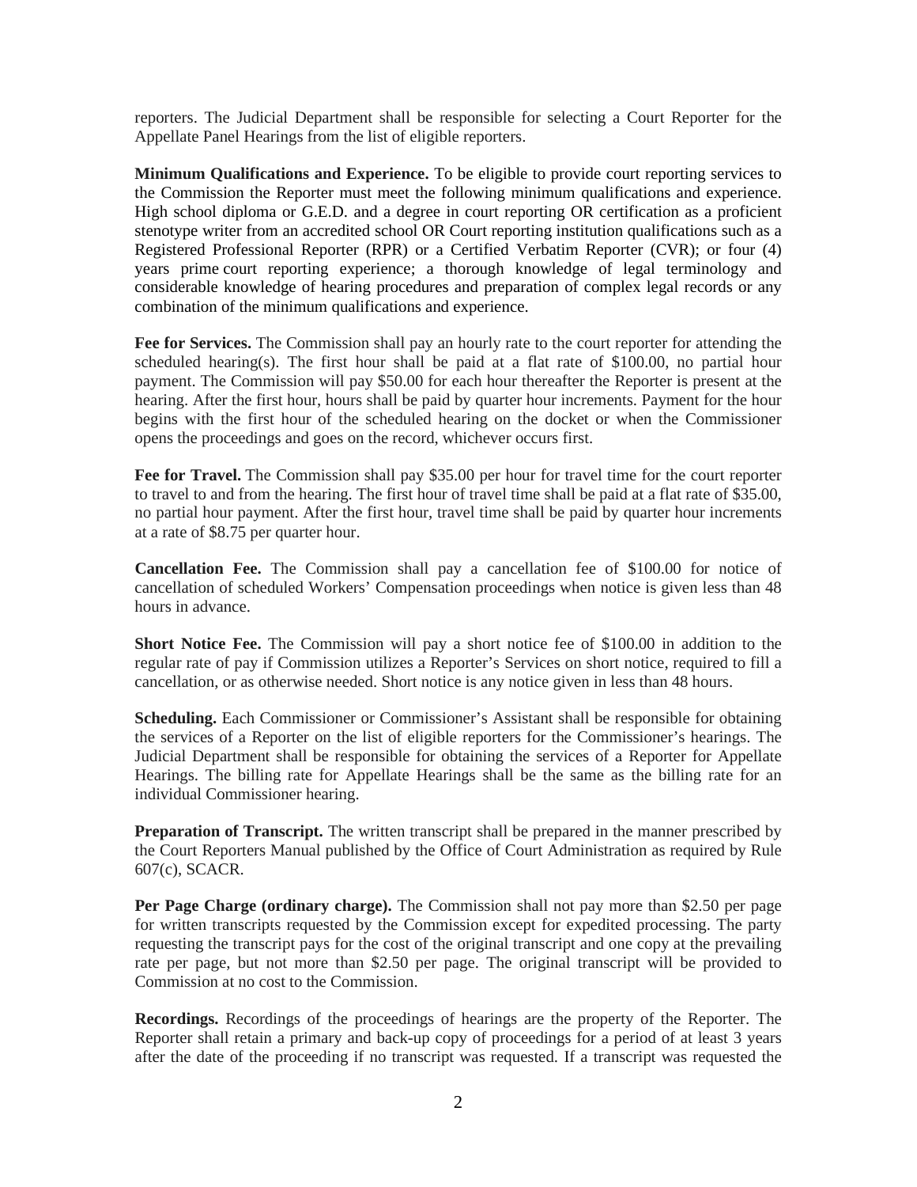reporters. The Judicial Department shall be responsible for selecting a Court Reporter for the Appellate Panel Hearings from the list of eligible reporters.

**Minimum Qualifications and Experience.** To be eligible to provide court reporting services to the Commission the Reporter must meet the following minimum qualifications and experience. High school diploma or G.E.D. and a degree in court reporting OR certification as a proficient stenotype writer from an accredited school OR Court reporting institution qualifications such as a Registered Professional Reporter (RPR) or a Certified Verbatim Reporter (CVR); or four (4) years prime court reporting experience; a thorough knowledge of legal terminology and considerable knowledge of hearing procedures and preparation of complex legal records or any combination of the minimum qualifications and experience.

**Fee for Services.** The Commission shall pay an hourly rate to the court reporter for attending the scheduled hearing(s). The first hour shall be paid at a flat rate of $100.00, no partial hour payment. The Commission will pay $50.00 for each hour thereafter the Reporter is present at the hearing. After the first hour, hours shall be paid by quarter hour increments. Payment for the hour begins with the first hour of the scheduled hearing on the docket or when the Commissioner opens the proceedings and goes on the record, whichever occurs first.

**Fee for Travel.** The Commission shall pay $35.00 per hour for travel time for the court reporter to travel to and from the hearing. The first hour of travel time shall be paid at a flat rate of $35.00, no partial hour payment. After the first hour, travel time shall be paid by quarter hour increments at a rate of $8.75 per quarter hour.

**Cancellation Fee.** The Commission shall pay a cancellation fee of $100.00 for notice of cancellation of scheduled Workers' Compensation proceedings when notice is given less than 48 hours in advance.

**Short Notice Fee.** The Commission will pay a short notice fee of $100.00 in addition to the regular rate of pay if Commission utilizes a Reporter's Services on short notice, required to fill a cancellation, or as otherwise needed. Short notice is any notice given in less than 48 hours.

**Scheduling.** Each Commissioner or Commissioner's Assistant shall be responsible for obtaining the services of a Reporter on the list of eligible reporters for the Commissioner's hearings. The Judicial Department shall be responsible for obtaining the services of a Reporter for Appellate Hearings. The billing rate for Appellate Hearings shall be the same as the billing rate for an individual Commissioner hearing.

**Preparation of Transcript.** The written transcript shall be prepared in the manner prescribed by the Court Reporters Manual published by the Office of Court Administration as required by Rule 607(c), SCACR.

**Per Page Charge (ordinary charge).** The Commission shall not pay more than $2.50 per page for written transcripts requested by the Commission except for expedited processing. The party requesting the transcript pays for the cost of the original transcript and one copy at the prevailing rate per page, but not more than $2.50 per page. The original transcript will be provided to Commission at no cost to the Commission.

**Recordings.** Recordings of the proceedings of hearings are the property of the Reporter. The Reporter shall retain a primary and back-up copy of proceedings for a period of at least 3 years after the date of the proceeding if no transcript was requested. If a transcript was requested the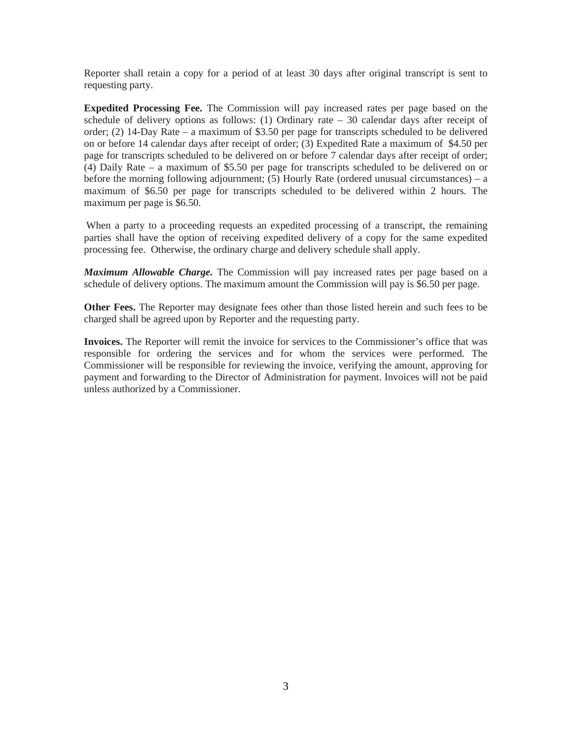Reporter shall retain a copy for a period of at least 30 days after original transcript is sent to requesting party.

**Expedited Processing Fee.** The Commission will pay increased rates per page based on the schedule of delivery options as follows: (1) Ordinary rate – 30 calendar days after receipt of order; (2) 14-Day Rate – a maximum of $3.50 per page for transcripts scheduled to be delivered on or before 14 calendar days after receipt of order; (3) Expedited Rate a maximum of $4.50 per page for transcripts scheduled to be delivered on or before 7 calendar days after receipt of order; (4) Daily Rate – a maximum of $5.50 per page for transcripts scheduled to be delivered on or before the morning following adjournment; (5) Hourly Rate (ordered unusual circumstances) – a maximum of $6.50 per page for transcripts scheduled to be delivered within 2 hours. The maximum per page is $6.50.

When a party to a proceeding requests an expedited processing of a transcript, the remaining parties shall have the option of receiving expedited delivery of a copy for the same expedited processing fee. Otherwise, the ordinary charge and delivery schedule shall apply.

***Maximum Allowable Charge.*** The Commission will pay increased rates per page based on a schedule of delivery options. The maximum amount the Commission will pay is $6.50 per page.

**Other Fees.** The Reporter may designate fees other than those listed herein and such fees to be charged shall be agreed upon by Reporter and the requesting party.

**Invoices.** The Reporter will remit the invoice for services to the Commissioner's office that was responsible for ordering the services and for whom the services were performed. The Commissioner will be responsible for reviewing the invoice, verifying the amount, approving for payment and forwarding to the Director of Administration for payment. Invoices will not be paid unless authorized by a Commissioner.